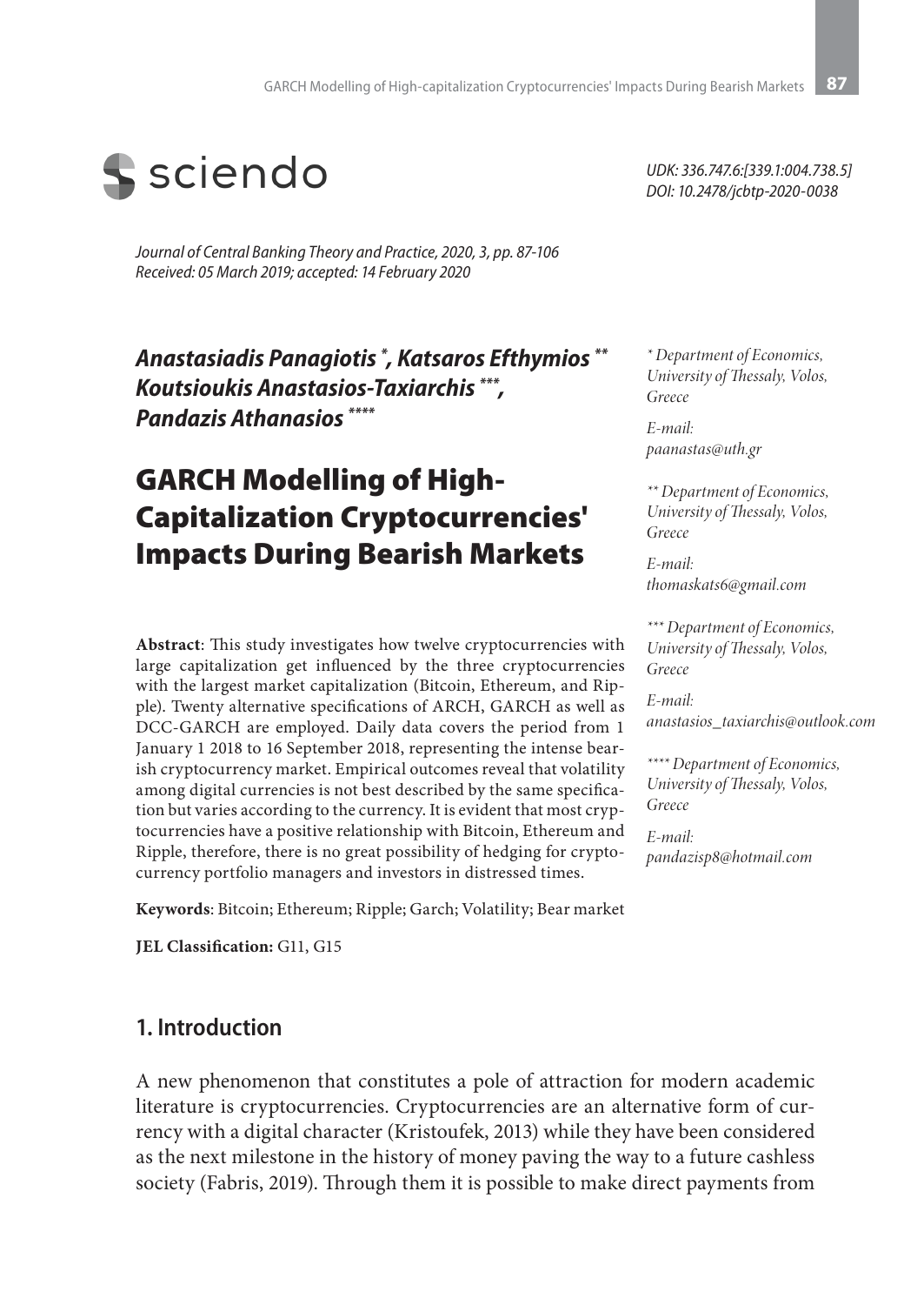sciendo

*UDK: 336.747.6:[339.1:004.738.5]*
*DOI: 10.2478/jcbtp-2020-0038*

*Journal of Central Banking Theory and Practice, 2020, 3, pp. 87-106*
*Received: 05 March 2019; accepted: 14 February 2020*

***Anastasiadis Panagiotis*** [*]**,** ***Katsaros Efthymios*** [**]
***Koutsioukis Anastasios-Taxiarchis*** [***]**,**
***Pandazis Athanasios*** [****]

*[*] Department of Economics, University of Thessaly, Volos, Greece*

*E-mail: paanastas@uth.gr*

*[**] Department of Economics, University of Thessaly, Volos, Greece*

*E-mail: thomaskats6@gmail.com*

*[***] Department of Economics, University of Thessaly, Volos, Greece*

*E-mail: anastasios_taxiarchis@outlook.com*

*[****] Department of Economics, University of Thessaly, Volos, Greece*

*E-mail: pandazisp8@hotmail.com*

# GARCH Modelling of High-Capitalization Cryptocurrencies' Impacts During Bearish Markets

**Abstract**: This study investigates how twelve cryptocurrencies with large capitalization get influenced by the three cryptocurrencies with the largest market capitalization (Bitcoin, Ethereum, and Ripple). Twenty alternative specifications of ARCH, GARCH as well as DCC-GARCH are employed. Daily data covers the period from 1 January 1 2018 to 16 September 2018, representing the intense bearish cryptocurrency market. Empirical outcomes reveal that volatility among digital currencies is not best described by the same specification but varies according to the currency. It is evident that most cryptocurrencies have a positive relationship with Bitcoin, Ethereum and Ripple, therefore, there is no great possibility of hedging for cryptocurrency portfolio managers and investors in distressed times.

**Keywords**: Bitcoin; Ethereum; Ripple; Garch; Volatility; Bear market

**JEL Classification:** G11, G15

## 1. Introduction

A new phenomenon that constitutes a pole of attraction for modern academic literature is cryptocurrencies. Cryptocurrencies are an alternative form of currency with a digital character (Kristoufek, 2013) while they have been considered as the next milestone in the history of money paving the way to a future cashless society (Fabris, 2019). Through them it is possible to make direct payments from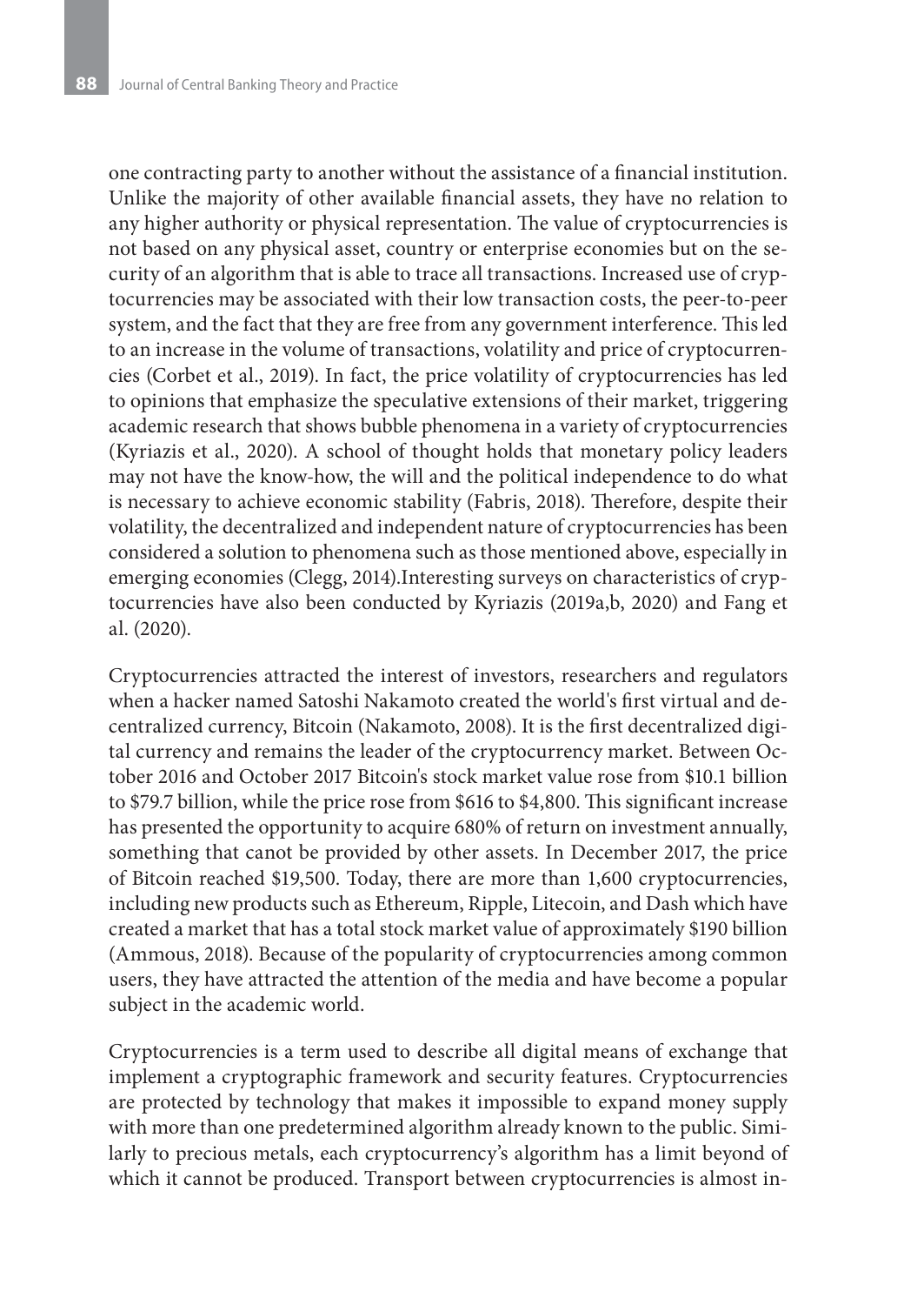one contracting party to another without the assistance of a financial institution. Unlike the majority of other available financial assets, they have no relation to any higher authority or physical representation. The value of cryptocurrencies is not based on any physical asset, country or enterprise economies but on the security of an algorithm that is able to trace all transactions. Increased use of cryptocurrencies may be associated with their low transaction costs, the peer-to-peer system, and the fact that they are free from any government interference. This led to an increase in the volume of transactions, volatility and price of cryptocurrencies (Corbet et al., 2019). In fact, the price volatility of cryptocurrencies has led to opinions that emphasize the speculative extensions of their market, triggering academic research that shows bubble phenomena in a variety of cryptocurrencies (Kyriazis et al., 2020). A school of thought holds that monetary policy leaders may not have the know-how, the will and the political independence to do what is necessary to achieve economic stability (Fabris, 2018). Therefore, despite their volatility, the decentralized and independent nature of cryptocurrencies has been considered a solution to phenomena such as those mentioned above, especially in emerging economies (Clegg, 2014).Interesting surveys on characteristics of cryptocurrencies have also been conducted by Kyriazis (2019a,b, 2020) and Fang et al. (2020).

Cryptocurrencies attracted the interest of investors, researchers and regulators when a hacker named Satoshi Nakamoto created the world's first virtual and decentralized currency, Bitcoin (Nakamoto, 2008). It is the first decentralized digital currency and remains the leader of the cryptocurrency market. Between October 2016 and October 2017 Bitcoin's stock market value rose from $10.1 billion to $79.7 billion, while the price rose from $616 to $4,800. This significant increase has presented the opportunity to acquire 680% of return on investment annually, something that canot be provided by other assets. In December 2017, the price of Bitcoin reached $19,500. Today, there are more than 1,600 cryptocurrencies, including new products such as Ethereum, Ripple, Litecoin, and Dash which have created a market that has a total stock market value of approximately $190 billion (Ammous, 2018). Because of the popularity of cryptocurrencies among common users, they have attracted the attention of the media and have become a popular subject in the academic world.

Cryptocurrencies is a term used to describe all digital means of exchange that implement a cryptographic framework and security features. Cryptocurrencies are protected by technology that makes it impossible to expand money supply with more than one predetermined algorithm already known to the public. Similarly to precious metals, each cryptocurrency's algorithm has a limit beyond of which it cannot be produced. Transport between cryptocurrencies is almost in-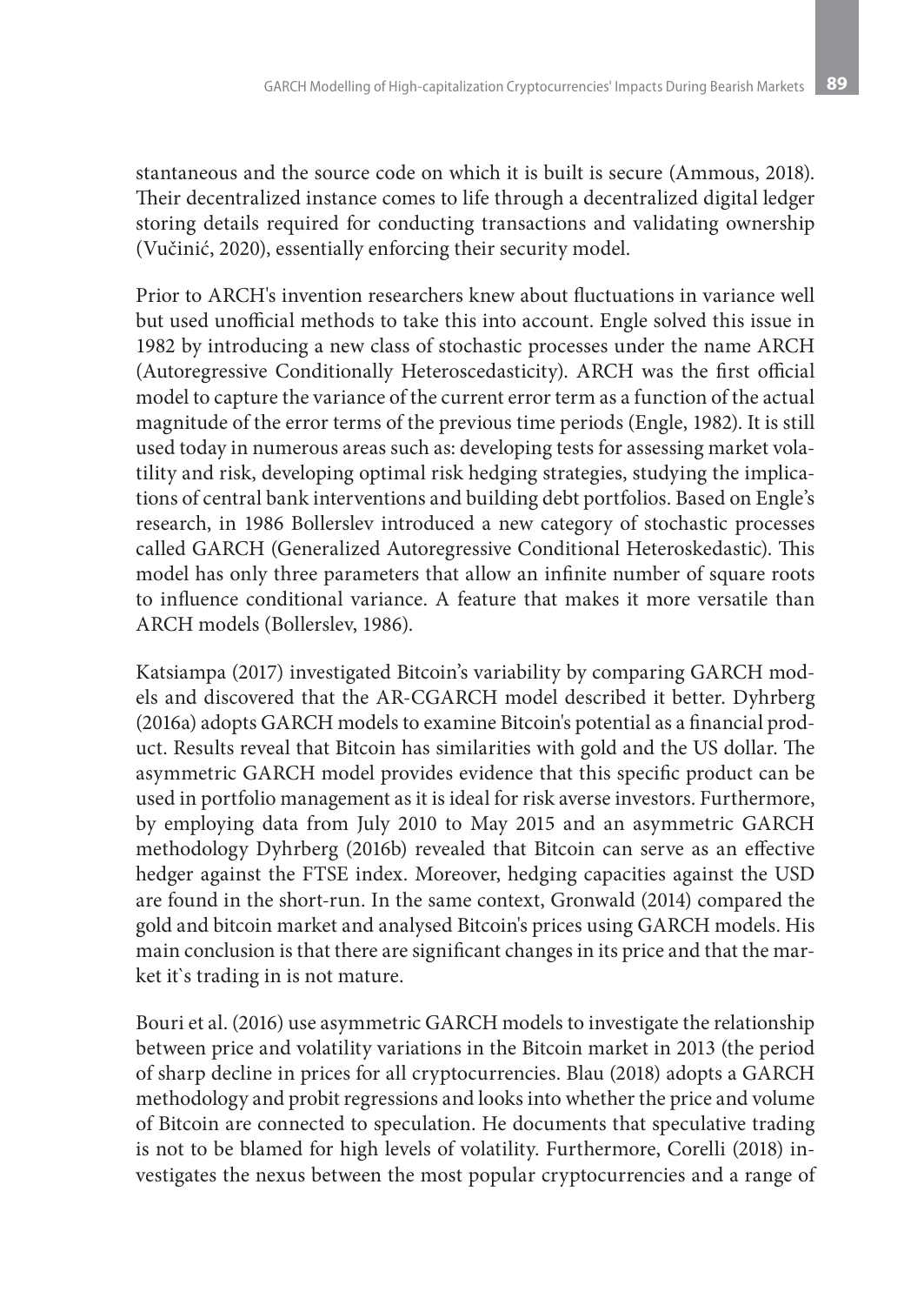stantaneous and the source code on which it is built is secure (Ammous, 2018). Their decentralized instance comes to life through a decentralized digital ledger storing details required for conducting transactions and validating ownership (Vučinić, 2020), essentially enforcing their security model.

Prior to ARCH's invention researchers knew about fluctuations in variance well but used unofficial methods to take this into account. Engle solved this issue in 1982 by introducing a new class of stochastic processes under the name ARCH (Autoregressive Conditionally Heteroscedasticity). ARCH was the first official model to capture the variance of the current error term as a function of the actual magnitude of the error terms of the previous time periods (Engle, 1982). It is still used today in numerous areas such as: developing tests for assessing market volatility and risk, developing optimal risk hedging strategies, studying the implications of central bank interventions and building debt portfolios. Based on Engle's research, in 1986 Bollerslev introduced a new category of stochastic processes called GARCH (Generalized Autoregressive Conditional Heteroskedastic). This model has only three parameters that allow an infinite number of square roots to influence conditional variance. A feature that makes it more versatile than ARCH models (Bollerslev, 1986).

Katsiampa (2017) investigated Bitcoin's variability by comparing GARCH models and discovered that the AR-CGARCH model described it better. Dyhrberg (2016a) adopts GARCH models to examine Bitcoin's potential as a financial product. Results reveal that Bitcoin has similarities with gold and the US dollar. The asymmetric GARCH model provides evidence that this specific product can be used in portfolio management as it is ideal for risk averse investors. Furthermore, by employing data from July 2010 to May 2015 and an asymmetric GARCH methodology Dyhrberg (2016b) revealed that Bitcoin can serve as an effective hedger against the FTSE index. Moreover, hedging capacities against the USD are found in the short-run. In the same context, Gronwald (2014) compared the gold and bitcoin market and analysed Bitcoin's prices using GARCH models. His main conclusion is that there are significant changes in its price and that the market it`s trading in is not mature.

Bouri et al. (2016) use asymmetric GARCH models to investigate the relationship between price and volatility variations in the Bitcoin market in 2013 (the period of sharp decline in prices for all cryptocurrencies. Blau (2018) adopts a GARCH methodology and probit regressions and looks into whether the price and volume of Bitcoin are connected to speculation. He documents that speculative trading is not to be blamed for high levels of volatility. Furthermore, Corelli (2018) investigates the nexus between the most popular cryptocurrencies and a range of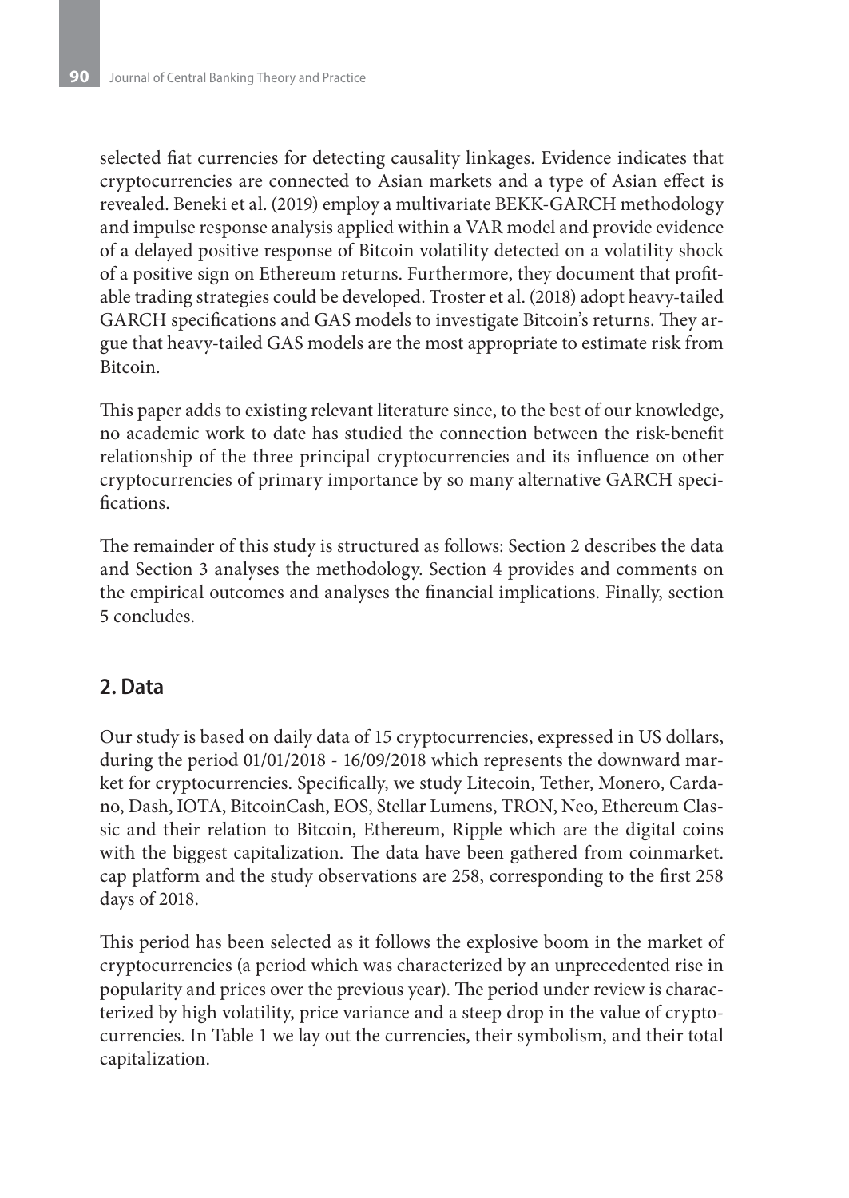selected fiat currencies for detecting causality linkages. Evidence indicates that cryptocurrencies are connected to Asian markets and a type of Asian effect is revealed. Beneki et al. (2019) employ a multivariate BEKK-GARCH methodology and impulse response analysis applied within a VAR model and provide evidence of a delayed positive response of Bitcoin volatility detected on a volatility shock of a positive sign on Ethereum returns. Furthermore, they document that profitable trading strategies could be developed. Troster et al. (2018) adopt heavy-tailed GARCH specifications and GAS models to investigate Bitcoin's returns. They argue that heavy-tailed GAS models are the most appropriate to estimate risk from Bitcoin.

This paper adds to existing relevant literature since, to the best of our knowledge, no academic work to date has studied the connection between the risk-benefit relationship of the three principal cryptocurrencies and its influence on other cryptocurrencies of primary importance by so many alternative GARCH specifications.

The remainder of this study is structured as follows: Section 2 describes the data and Section 3 analyses the methodology. Section 4 provides and comments on the empirical outcomes and analyses the financial implications. Finally, section 5 concludes.

## 2. Data

Our study is based on daily data of 15 cryptocurrencies, expressed in US dollars, during the period 01/01/2018 - 16/09/2018 which represents the downward market for cryptocurrencies. Specifically, we study Litecoin, Tether, Monero, Cardano, Dash, IOTA, BitcoinCash, EOS, Stellar Lumens, TRON, Neo, Ethereum Classic and their relation to Bitcoin, Ethereum, Ripple which are the digital coins with the biggest capitalization. The data have been gathered from coinmarket.cap platform and the study observations are 258, corresponding to the first 258 days of 2018.

This period has been selected as it follows the explosive boom in the market of cryptocurrencies (a period which was characterized by an unprecedented rise in popularity and prices over the previous year). The period under review is characterized by high volatility, price variance and a steep drop in the value of cryptocurrencies. In Table 1 we lay out the currencies, their symbolism, and their total capitalization.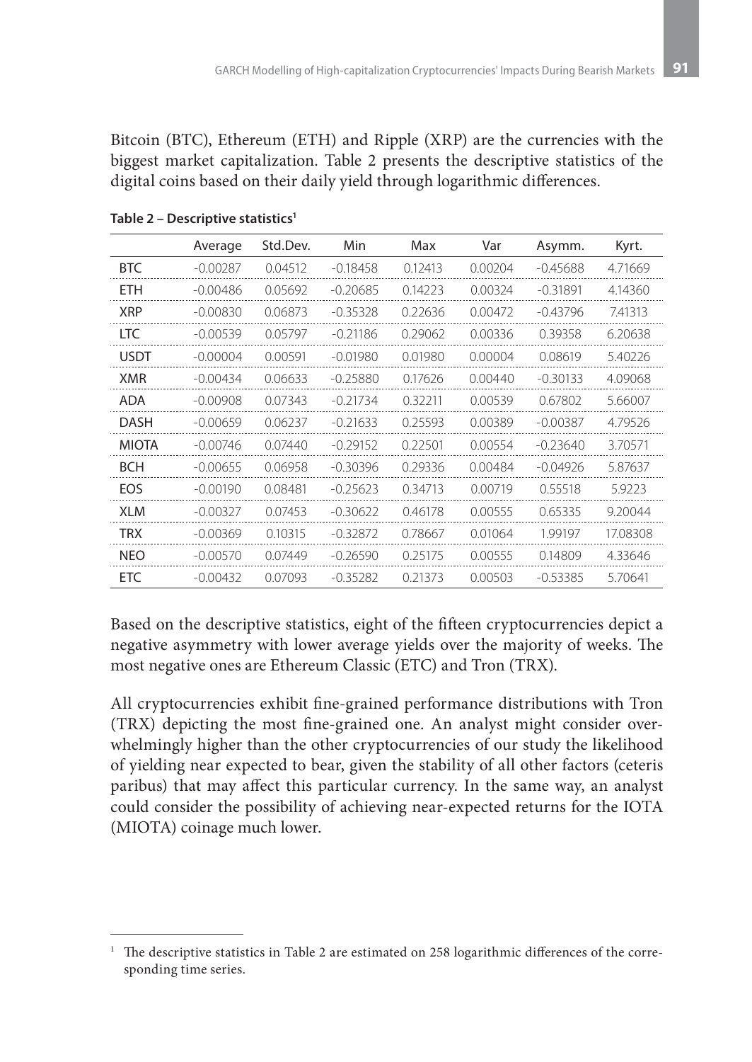Bitcoin (BTC), Ethereum (ETH) and Ripple (XRP) are the currencies with the biggest market capitalization. Table 2 presents the descriptive statistics of the digital coins based on their daily yield through logarithmic differences.

**Table 2 – Descriptive statistics[1]**

| | Average | Std.Dev. | Min | Max | Var | Asymm. | Kyrt. |
|---|---|---|---|---|---|---|---|
| BTC | -0.00287 | 0.04512 | -0.18458 | 0.12413 | 0.00204 | -0.45688 | 4.71669 |
| ETH | -0.00486 | 0.05692 | -0.20685 | 0.14223 | 0.00324 | -0.31891 | 4.14360 |
| XRP | -0.00830 | 0.06873 | -0.35328 | 0.22636 | 0.00472 | -0.43796 | 7.41313 |
| LTC | -0.00539 | 0.05797 | -0.21186 | 0.29062 | 0.00336 | 0.39358 | 6.20638 |
| USDT | -0.00004 | 0.00591 | -0.01980 | 0.01980 | 0.00004 | 0.08619 | 5.40226 |
| XMR | -0.00434 | 0.06633 | -0.25880 | 0.17626 | 0.00440 | -0.30133 | 4.09068 |
| ADA | -0.00908 | 0.07343 | -0.21734 | 0.32211 | 0.00539 | 0.67802 | 5.66007 |
| DASH | -0.00659 | 0.06237 | -0.21633 | 0.25593 | 0.00389 | -0.00387 | 4.79526 |
| MIOTA | -0.00746 | 0.07440 | -0.29152 | 0.22501 | 0.00554 | -0.23640 | 3.70571 |
| BCH | -0.00655 | 0.06958 | -0.30396 | 0.29336 | 0.00484 | -0.04926 | 5.87637 |
| EOS | -0.00190 | 0.08481 | -0.25623 | 0.34713 | 0.00719 | 0.55518 | 5.9223 |
| XLM | -0.00327 | 0.07453 | -0.30622 | 0.46178 | 0.00555 | 0.65335 | 9.20044 |
| TRX | -0.00369 | 0.10315 | -0.32872 | 0.78667 | 0.01064 | 1.99197 | 17.08308 |
| NEO | -0.00570 | 0.07449 | -0.26590 | 0.25175 | 0.00555 | 0.14809 | 4.33646 |
| ETC | -0.00432 | 0.07093 | -0.35282 | 0.21373 | 0.00503 | -0.53385 | 5.70641 |

Based on the descriptive statistics, eight of the fifteen cryptocurrencies depict a negative asymmetry with lower average yields over the majority of weeks. The most negative ones are Ethereum Classic (ETC) and Tron (TRX).

All cryptocurrencies exhibit fine-grained performance distributions with Tron (TRX) depicting the most fine-grained one. An analyst might consider overwhelmingly higher than the other cryptocurrencies of our study the likelihood of yielding near expected to bear, given the stability of all other factors (ceteris paribus) that may affect this particular currency. In the same way, an analyst could consider the possibility of achieving near-expected returns for the IOTA (MIOTA) coinage much lower.

[1] The descriptive statistics in Table 2 are estimated on 258 logarithmic differences of the corresponding time series.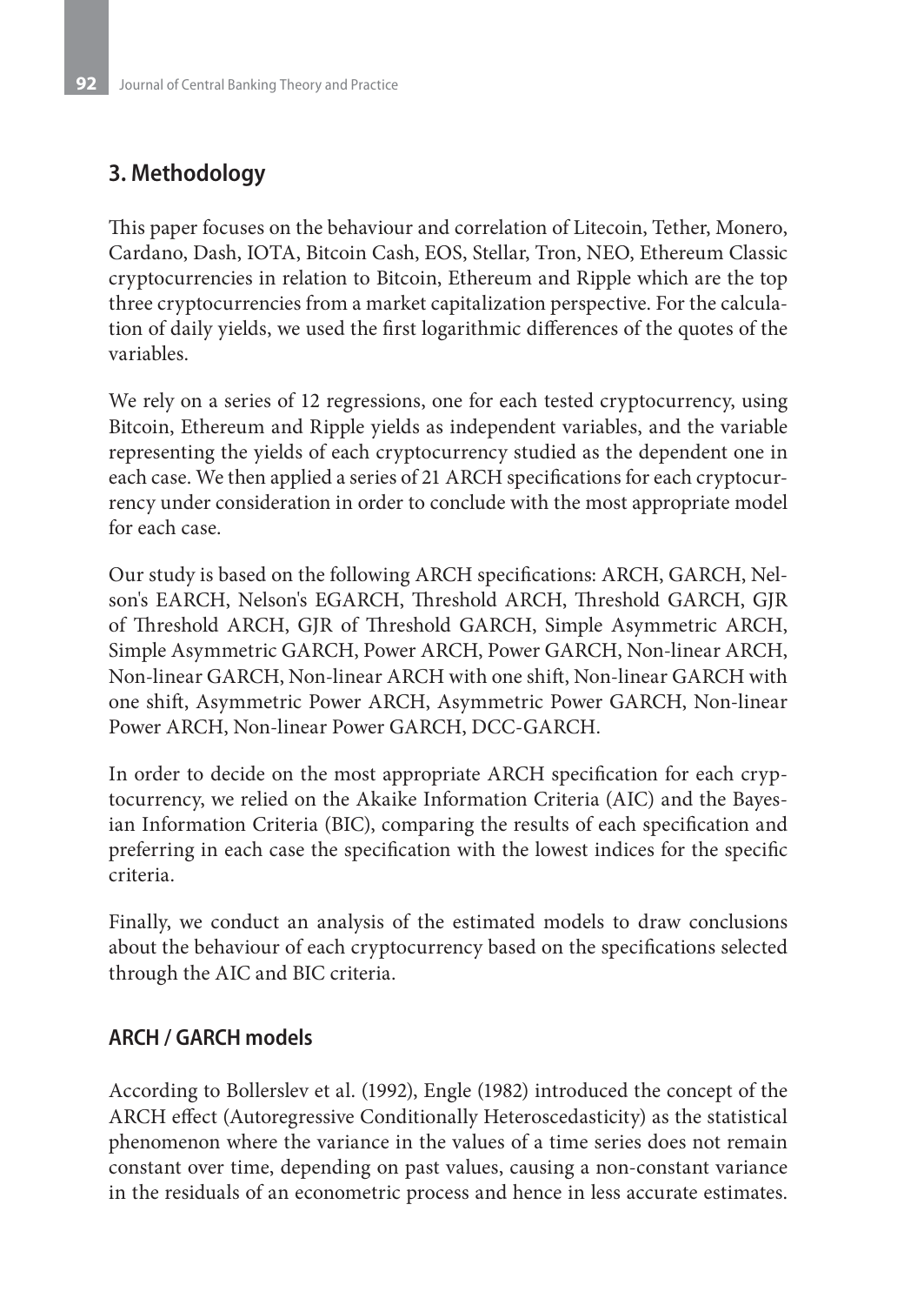## 3. Methodology

This paper focuses on the behaviour and correlation of Litecoin, Tether, Monero, Cardano, Dash, IOTA, Bitcoin Cash, EOS, Stellar, Tron, NEO, Ethereum Classic cryptocurrencies in relation to Bitcoin, Ethereum and Ripple which are the top three cryptocurrencies from a market capitalization perspective. For the calculation of daily yields, we used the first logarithmic differences of the quotes of the variables.

We rely on a series of 12 regressions, one for each tested cryptocurrency, using Bitcoin, Ethereum and Ripple yields as independent variables, and the variable representing the yields of each cryptocurrency studied as the dependent one in each case. We then applied a series of 21 ARCH specifications for each cryptocurrency under consideration in order to conclude with the most appropriate model for each case.

Our study is based on the following ARCH specifications: ARCH, GARCH, Nelson's EARCH, Nelson's EGARCH, Threshold ARCH, Threshold GARCH, GJR of Threshold ARCH, GJR of Threshold GARCH, Simple Asymmetric ARCH, Simple Asymmetric GARCH, Power ARCH, Power GARCH, Non-linear ARCH, Non-linear GARCH, Non-linear ARCH with one shift, Non-linear GARCH with one shift, Asymmetric Power ARCH, Asymmetric Power GARCH, Non-linear Power ARCH, Non-linear Power GARCH, DCC-GARCH.

In order to decide on the most appropriate ARCH specification for each cryptocurrency, we relied on the Akaike Information Criteria (AIC) and the Bayesian Information Criteria (BIC), comparing the results of each specification and preferring in each case the specification with the lowest indices for the specific criteria.

Finally, we conduct an analysis of the estimated models to draw conclusions about the behaviour of each cryptocurrency based on the specifications selected through the AIC and BIC criteria.

### ARCH / GARCH models

According to Bollerslev et al. (1992), Engle (1982) introduced the concept of the ARCH effect (Autoregressive Conditionally Heteroscedasticity) as the statistical phenomenon where the variance in the values of a time series does not remain constant over time, depending on past values, causing a non-constant variance in the residuals of an econometric process and hence in less accurate estimates.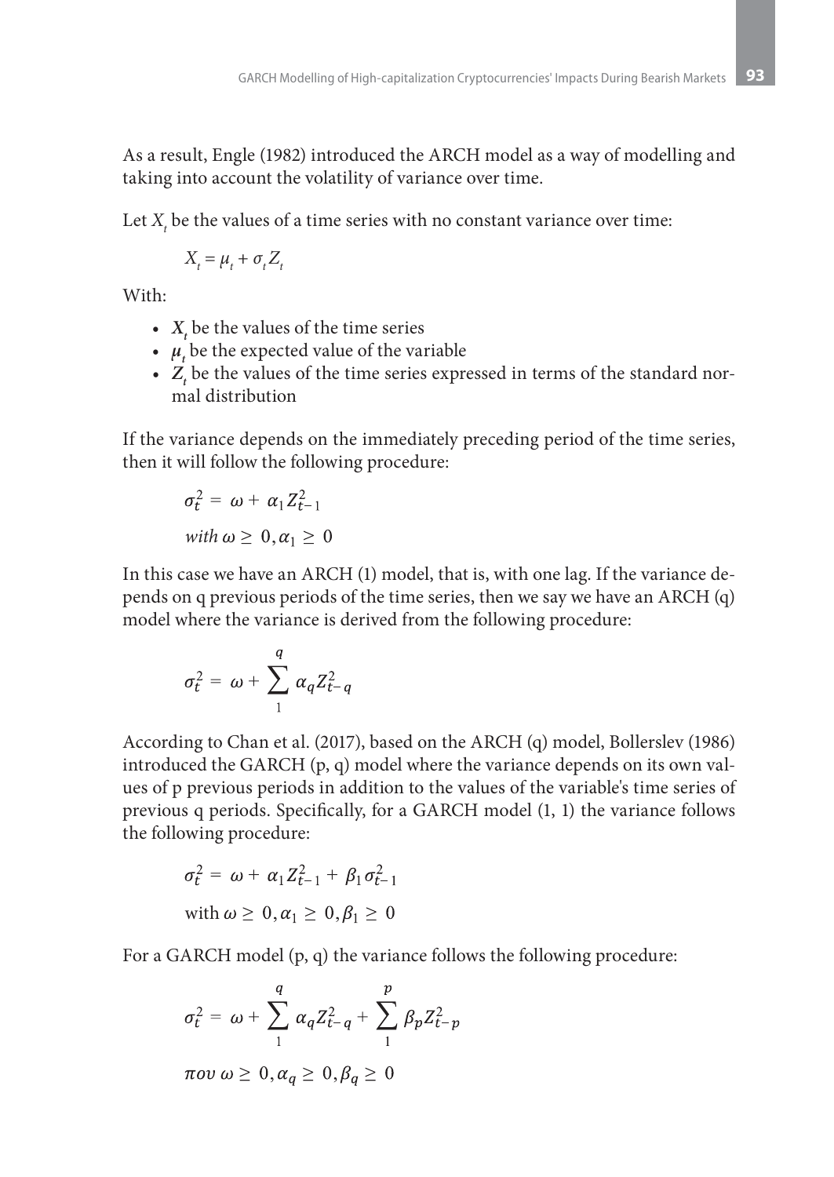As a result, Engle (1982) introduced the ARCH model as a way of modelling and taking into account the volatility of variance over time.

Let $X_t$ be the values of a time series with no constant variance over time:

$$X_t = \mu_t + \sigma_t Z_t$$

With:

- $X_t$ be the values of the time series
- $\mu_t$ be the expected value of the variable
- $Z_t$ be the values of the time series expressed in terms of the standard normal distribution

If the variance depends on the immediately preceding period of the time series, then it will follow the following procedure:

$$\sigma_t^2 = \omega + \alpha_1 Z_{t-1}^2$$

$$with\ \omega \geq 0, \alpha_1 \geq 0$$

In this case we have an ARCH (1) model, that is, with one lag. If the variance depends on q previous periods of the time series, then we say we have an ARCH (q) model where the variance is derived from the following procedure:

$$\sigma_t^2 = \omega + \sum_{1}^{q} \alpha_q Z_{t-q}^2$$

According to Chan et al. (2017), based on the ARCH (q) model, Bollerslev (1986) introduced the GARCH (p, q) model where the variance depends on its own values of p previous periods in addition to the values of the variable's time series of previous q periods. Specifically, for a GARCH model (1, 1) the variance follows the following procedure:

$$\sigma_t^2 = \omega + \alpha_1 Z_{t-1}^2 + \beta_1 \sigma_{t-1}^2$$

$$\text{with } \omega \geq 0, \alpha_1 \geq 0, \beta_1 \geq 0$$

For a GARCH model (p, q) the variance follows the following procedure:

$$\sigma_t^2 = \omega + \sum_{1}^{q} \alpha_q Z_{t-q}^2 + \sum_{1}^{p} \beta_p Z_{t-p}^2$$

$$\pi o \upsilon\ \omega \geq 0, \alpha_q \geq 0, \beta_q \geq 0$$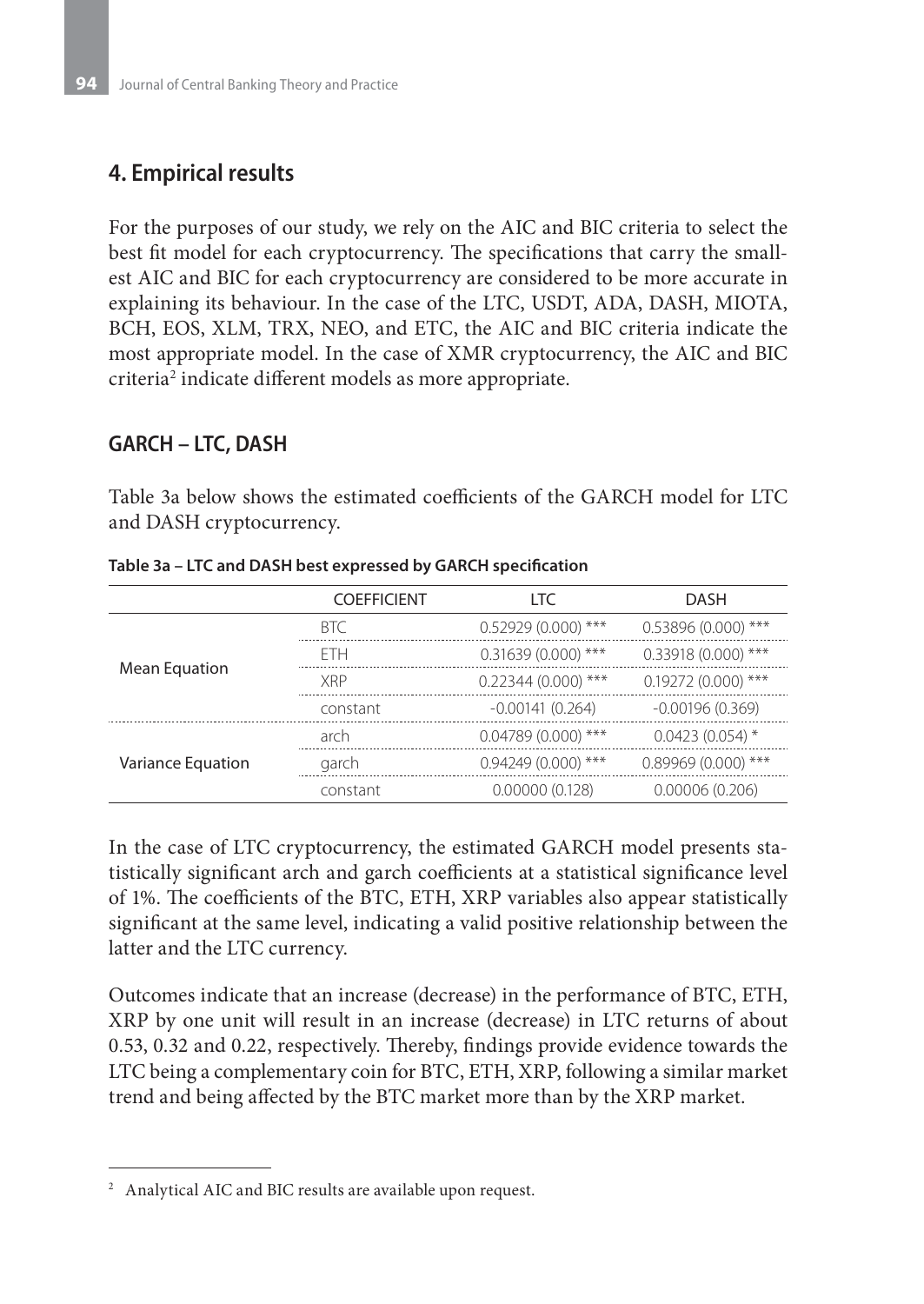## 4. Empirical results

For the purposes of our study, we rely on the AIC and BIC criteria to select the best fit model for each cryptocurrency. The specifications that carry the smallest AIC and BIC for each cryptocurrency are considered to be more accurate in explaining its behaviour. In the case of the LTC, USDT, ADA, DASH, MIOTA, BCH, EOS, XLM, TRX, NEO, and ETC, the AIC and BIC criteria indicate the most appropriate model. In the case of XMR cryptocurrency, the AIC and BIC criteria[2] indicate different models as more appropriate.

### GARCH – LTC, DASH

Table 3a below shows the estimated coefficients of the GARCH model for LTC and DASH cryptocurrency.

**Table 3a – LTC and DASH best expressed by GARCH specification**

| | COEFFICIENT | LTC | DASH |
|---|---|---|---|
| Mean Equation | BTC | 0.52929 (0.000) *** | 0.53896 (0.000) *** |
| | ETH | 0.31639 (0.000) *** | 0.33918 (0.000) *** |
| | XRP | 0.22344 (0.000) *** | 0.19272 (0.000) *** |
| | constant | -0.00141 (0.264) | -0.00196 (0.369) |
| Variance Equation | arch | 0.04789 (0.000) *** | 0.0423 (0.054) * |
| | garch | 0.94249 (0.000) *** | 0.89969 (0.000) *** |
| | constant | 0.00000 (0.128) | 0.00006 (0.206) |

In the case of LTC cryptocurrency, the estimated GARCH model presents statistically significant arch and garch coefficients at a statistical significance level of 1%. The coefficients of the BTC, ETH, XRP variables also appear statistically significant at the same level, indicating a valid positive relationship between the latter and the LTC currency.

Outcomes indicate that an increase (decrease) in the performance of BTC, ETH, XRP by one unit will result in an increase (decrease) in LTC returns of about 0.53, 0.32 and 0.22, respectively. Thereby, findings provide evidence towards the LTC being a complementary coin for BTC, ETH, XRP, following a similar market trend and being affected by the BTC market more than by the XRP market.

[2] Analytical AIC and BIC results are available upon request.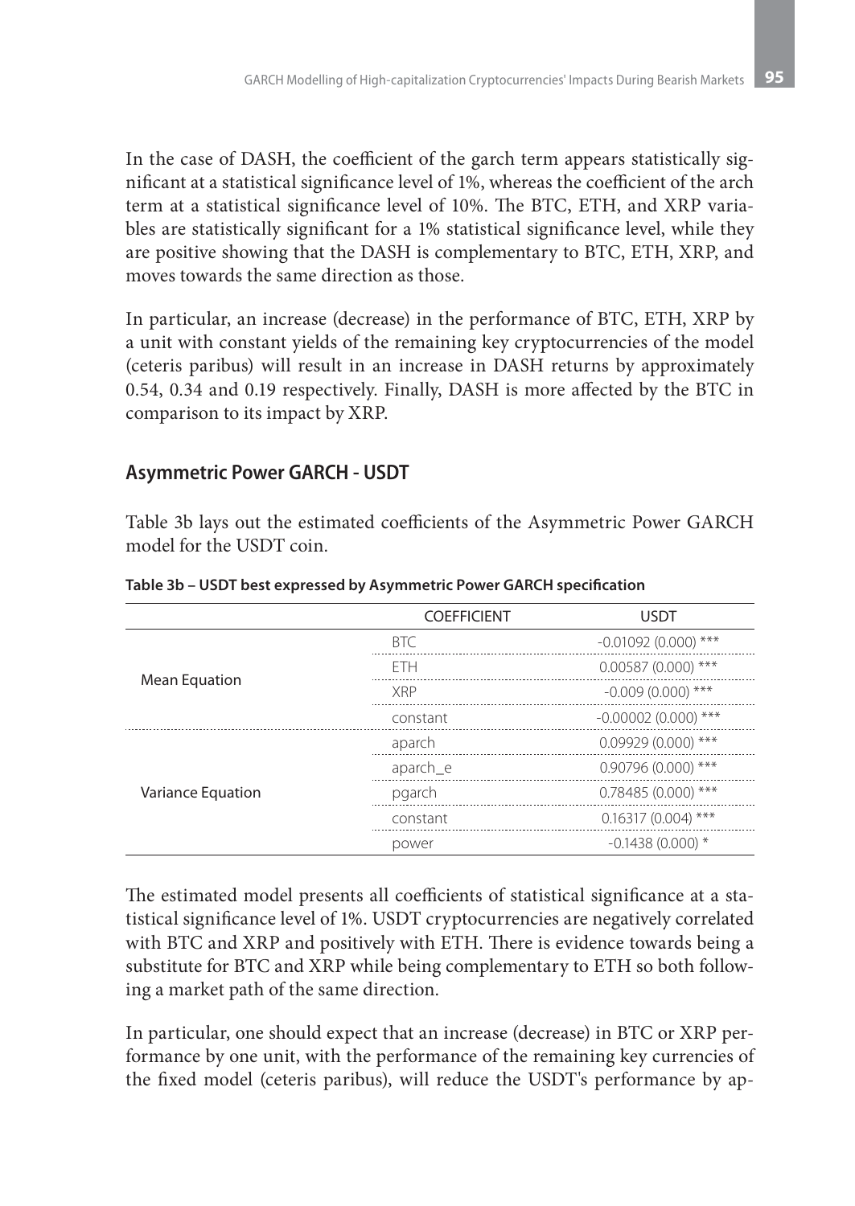In the case of DASH, the coefficient of the garch term appears statistically significant at a statistical significance level of 1%, whereas the coefficient of the arch term at a statistical significance level of 10%. The BTC, ETH, and XRP variables are statistically significant for a 1% statistical significance level, while they are positive showing that the DASH is complementary to BTC, ETH, XRP, and moves towards the same direction as those.

In particular, an increase (decrease) in the performance of BTC, ETH, XRP by a unit with constant yields of the remaining key cryptocurrencies of the model (ceteris paribus) will result in an increase in DASH returns by approximately 0.54, 0.34 and 0.19 respectively. Finally, DASH is more affected by the BTC in comparison to its impact by XRP.

## Asymmetric Power GARCH - USDT

Table 3b lays out the estimated coefficients of the Asymmetric Power GARCH model for the USDT coin.

**Table 3b – USDT best expressed by Asymmetric Power GARCH specification**

| | COEFFICIENT | USDT |
|---|---|---|
| Mean Equation | BTC | -0.01092 (0.000) *** |
| | ETH | 0.00587 (0.000) *** |
| | XRP | -0.009 (0.000) *** |
| | constant | -0.00002 (0.000) *** |
| Variance Equation | aparch | 0.09929 (0.000) *** |
| | aparch_e | 0.90796 (0.000) *** |
| | pgarch | 0.78485 (0.000) *** |
| | constant | 0.16317 (0.004) *** |
| | power | -0.1438 (0.000) * |

The estimated model presents all coefficients of statistical significance at a statistical significance level of 1%. USDT cryptocurrencies are negatively correlated with BTC and XRP and positively with ETH. There is evidence towards being a substitute for BTC and XRP while being complementary to ETH so both following a market path of the same direction.

In particular, one should expect that an increase (decrease) in BTC or XRP performance by one unit, with the performance of the remaining key currencies of the fixed model (ceteris paribus), will reduce the USDT's performance by ap-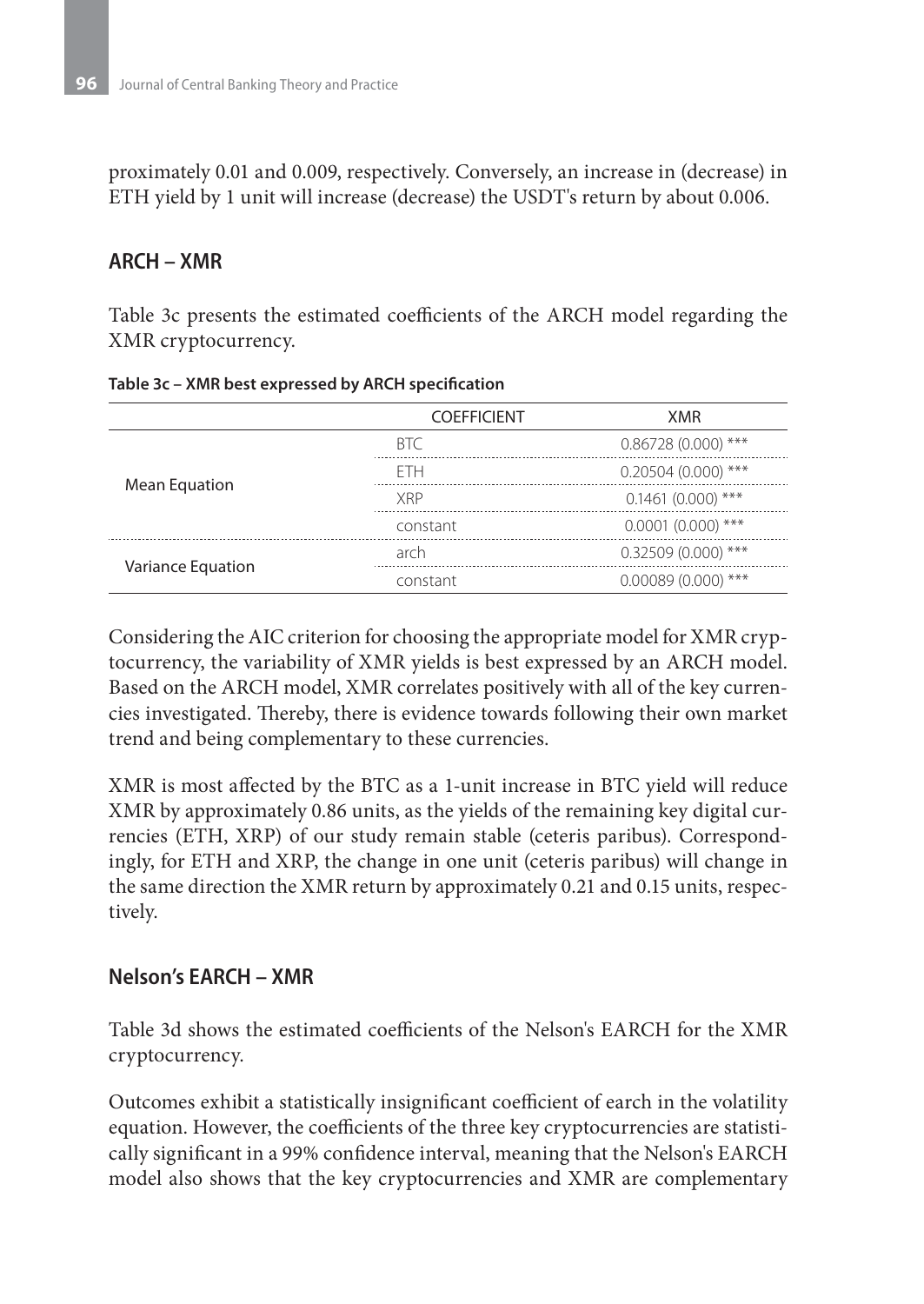proximately 0.01 and 0.009, respectively. Conversely, an increase in (decrease) in ETH yield by 1 unit will increase (decrease) the USDT's return by about 0.006.

## ARCH – XMR

Table 3c presents the estimated coefficients of the ARCH model regarding the XMR cryptocurrency.

**Table 3c – XMR best expressed by ARCH specification**

| | COEFFICIENT | XMR |
|---|---|---|
| Mean Equation | BTC | 0.86728 (0.000) *** |
| | ETH | 0.20504 (0.000) *** |
| | XRP | 0.1461 (0.000) *** |
| | constant | 0.0001 (0.000) *** |
| Variance Equation | arch | 0.32509 (0.000) *** |
| | constant | 0.00089 (0.000) *** |

Considering the AIC criterion for choosing the appropriate model for XMR cryptocurrency, the variability of XMR yields is best expressed by an ARCH model. Based on the ARCH model, XMR correlates positively with all of the key currencies investigated. Thereby, there is evidence towards following their own market trend and being complementary to these currencies.

XMR is most affected by the BTC as a 1-unit increase in BTC yield will reduce XMR by approximately 0.86 units, as the yields of the remaining key digital currencies (ETH, XRP) of our study remain stable (ceteris paribus). Correspondingly, for ETH and XRP, the change in one unit (ceteris paribus) will change in the same direction the XMR return by approximately 0.21 and 0.15 units, respectively.

## Nelson's EARCH – XMR

Table 3d shows the estimated coefficients of the Nelson's EARCH for the XMR cryptocurrency.

Outcomes exhibit a statistically insignificant coefficient of earch in the volatility equation. However, the coefficients of the three key cryptocurrencies are statistically significant in a 99% confidence interval, meaning that the Nelson's EARCH model also shows that the key cryptocurrencies and XMR are complementary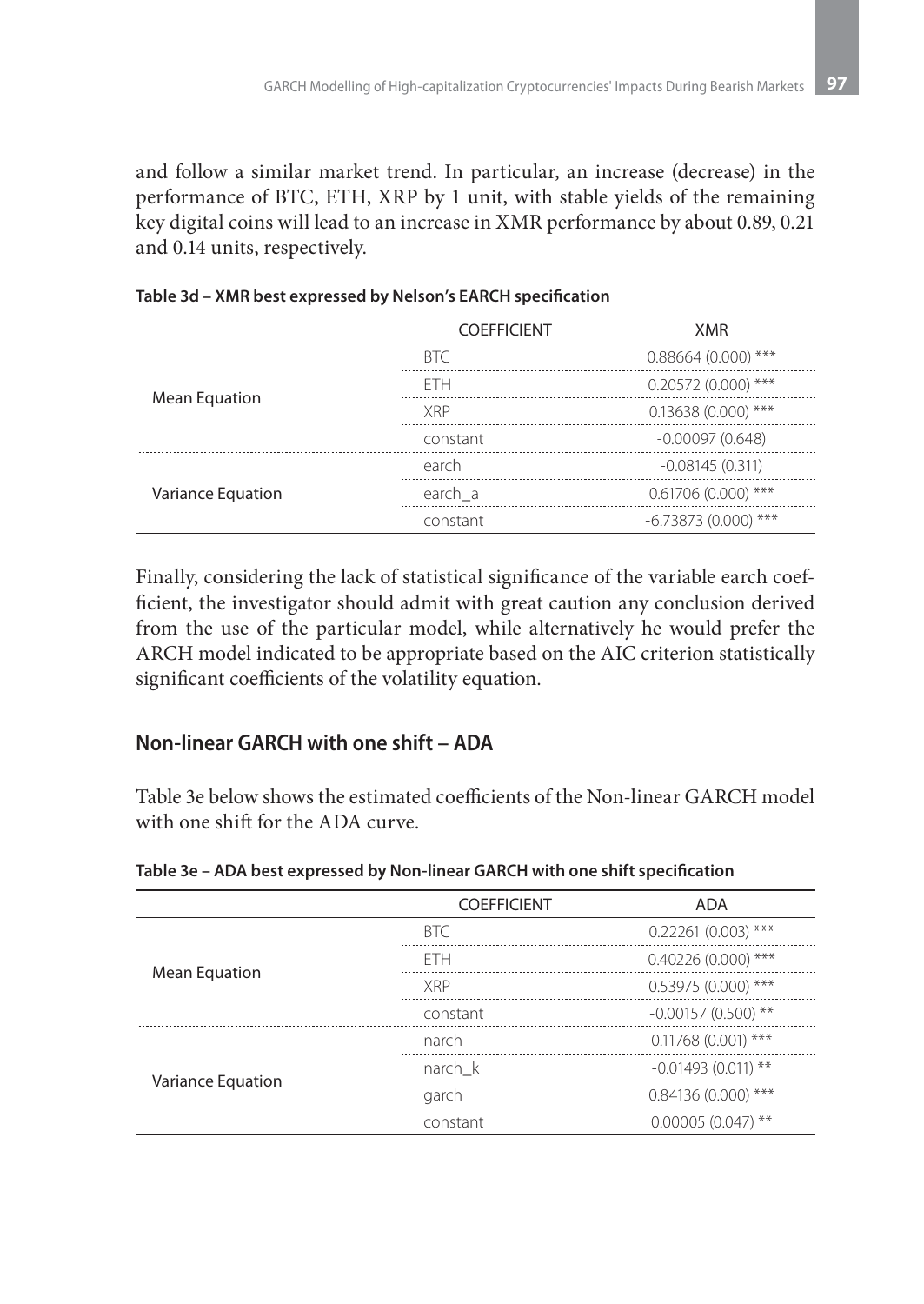and follow a similar market trend. In particular, an increase (decrease) in the performance of BTC, ETH, XRP by 1 unit, with stable yields of the remaining key digital coins will lead to an increase in XMR performance by about 0.89, 0.21 and 0.14 units, respectively.

**Table 3d – XMR best expressed by Nelson's EARCH specification**

| | COEFFICIENT | XMR |
|---|---|---|
| Mean Equation | BTC | 0.88664 (0.000) *** |
| | ETH | 0.20572 (0.000) *** |
| | XRP | 0.13638 (0.000) *** |
| | constant | -0.00097 (0.648) |
| Variance Equation | earch | -0.08145 (0.311) |
| | earch_a | 0.61706 (0.000) *** |
| | constant | -6.73873 (0.000) *** |

Finally, considering the lack of statistical significance of the variable earch coefficient, the investigator should admit with great caution any conclusion derived from the use of the particular model, while alternatively he would prefer the ARCH model indicated to be appropriate based on the AIC criterion statistically significant coefficients of the volatility equation.

## Non-linear GARCH with one shift – ADA

Table 3e below shows the estimated coefficients of the Non-linear GARCH model with one shift for the ADA curve.

**Table 3e – ADA best expressed by Non-linear GARCH with one shift specification**

| | COEFFICIENT | ADA |
|---|---|---|
| Mean Equation | BTC | 0.22261 (0.003) *** |
| | ETH | 0.40226 (0.000) *** |
| | XRP | 0.53975 (0.000) *** |
| | constant | -0.00157 (0.500) ** |
| Variance Equation | narch | 0.11768 (0.001) *** |
| | narch_k | -0.01493 (0.011) ** |
| | garch | 0.84136 (0.000) *** |
| | constant | 0.00005 (0.047) ** |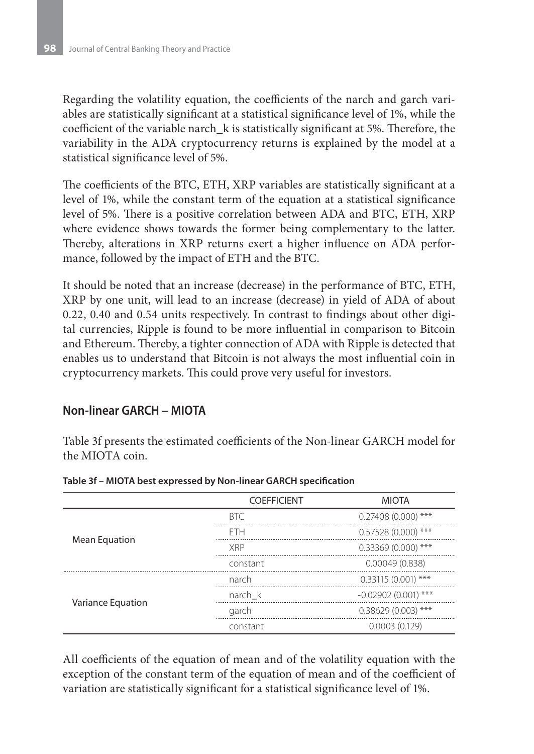Regarding the volatility equation, the coefficients of the narch and garch variables are statistically significant at a statistical significance level of 1%, while the coefficient of the variable narch_k is statistically significant at 5%. Therefore, the variability in the ADA cryptocurrency returns is explained by the model at a statistical significance level of 5%.

The coefficients of the BTC, ETH, XRP variables are statistically significant at a level of 1%, while the constant term of the equation at a statistical significance level of 5%. There is a positive correlation between ADA and BTC, ETH, XRP where evidence shows towards the former being complementary to the latter. Thereby, alterations in XRP returns exert a higher influence on ADA performance, followed by the impact of ETH and the BTC.

It should be noted that an increase (decrease) in the performance of BTC, ETH, XRP by one unit, will lead to an increase (decrease) in yield of ADA of about 0.22, 0.40 and 0.54 units respectively. In contrast to findings about other digital currencies, Ripple is found to be more influential in comparison to Bitcoin and Ethereum. Thereby, a tighter connection of ADA with Ripple is detected that enables us to understand that Bitcoin is not always the most influential coin in cryptocurrency markets. This could prove very useful for investors.

## Non-linear GARCH – MIOTA

Table 3f presents the estimated coefficients of the Non-linear GARCH model for the MIOTA coin.

**Table 3f – MIOTA best expressed by Non-linear GARCH specification**

| | COEFFICIENT | MIOTA |
|---|---|---|
| Mean Equation | BTC | 0.27408 (0.000) *** |
| | ETH | 0.57528 (0.000) *** |
| | XRP | 0.33369 (0.000) *** |
| | constant | 0.00049 (0.838) |
| Variance Equation | narch | 0.33115 (0.001) *** |
| | narch_k | -0.02902 (0.001) *** |
| | garch | 0.38629 (0.003) *** |
| | constant | 0.0003 (0.129) |

All coefficients of the equation of mean and of the volatility equation with the exception of the constant term of the equation of mean and of the coefficient of variation are statistically significant for a statistical significance level of 1%.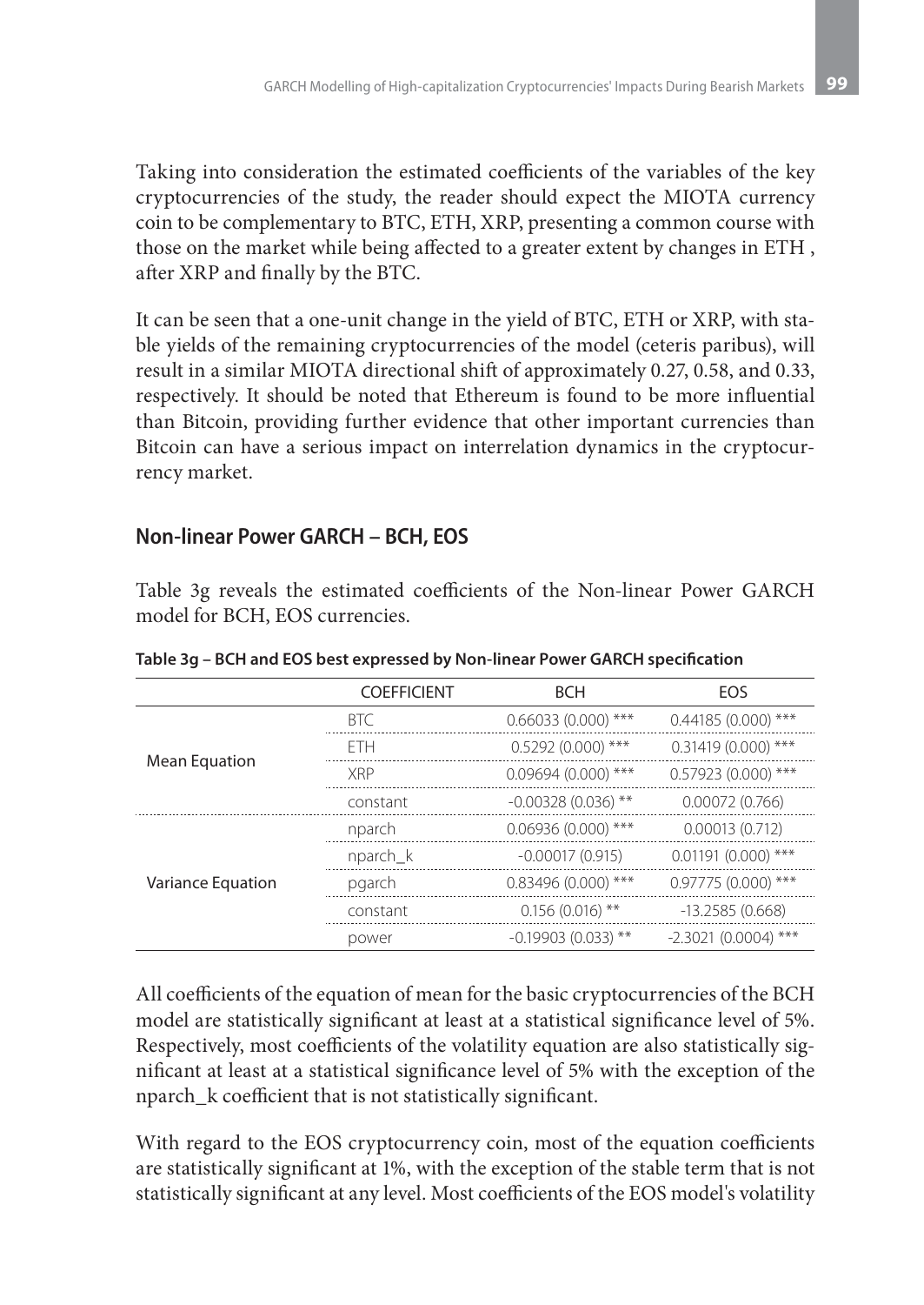Taking into consideration the estimated coefficients of the variables of the key cryptocurrencies of the study, the reader should expect the MIOTA currency coin to be complementary to BTC, ETH, XRP, presenting a common course with those on the market while being affected to a greater extent by changes in ETH , after XRP and finally by the BTC.

It can be seen that a one-unit change in the yield of BTC, ETH or XRP, with stable yields of the remaining cryptocurrencies of the model (ceteris paribus), will result in a similar MIOTA directional shift of approximately 0.27, 0.58, and 0.33, respectively. It should be noted that Ethereum is found to be more influential than Bitcoin, providing further evidence that other important currencies than Bitcoin can have a serious impact on interrelation dynamics in the cryptocurrency market.

## Non-linear Power GARCH – BCH, EOS

Table 3g reveals the estimated coefficients of the Non-linear Power GARCH model for BCH, EOS currencies.

**Table 3g – BCH and EOS best expressed by Non-linear Power GARCH specification**

| | COEFFICIENT | BCH | EOS |
|---|---|---|---|
| Mean Equation | BTC | 0.66033 (0.000) *** | 0.44185 (0.000) *** |
| | ETH | 0.5292 (0.000) *** | 0.31419 (0.000) *** |
| | XRP | 0.09694 (0.000) *** | 0.57923 (0.000) *** |
| | constant | -0.00328 (0.036) ** | 0.00072 (0.766) |
| Variance Equation | nparch | 0.06936 (0.000) *** | 0.00013 (0.712) |
| | nparch_k | -0.00017 (0.915) | 0.01191 (0.000) *** |
| | pgarch | 0.83496 (0.000) *** | 0.97775 (0.000) *** |
| | constant | 0.156 (0.016) ** | -13.2585 (0.668) |
| | power | -0.19903 (0.033) ** | -2.3021 (0.0004) *** |

All coefficients of the equation of mean for the basic cryptocurrencies of the BCH model are statistically significant at least at a statistical significance level of 5%. Respectively, most coefficients of the volatility equation are also statistically significant at least at a statistical significance level of 5% with the exception of the nparch_k coefficient that is not statistically significant.

With regard to the EOS cryptocurrency coin, most of the equation coefficients are statistically significant at 1%, with the exception of the stable term that is not statistically significant at any level. Most coefficients of the EOS model's volatility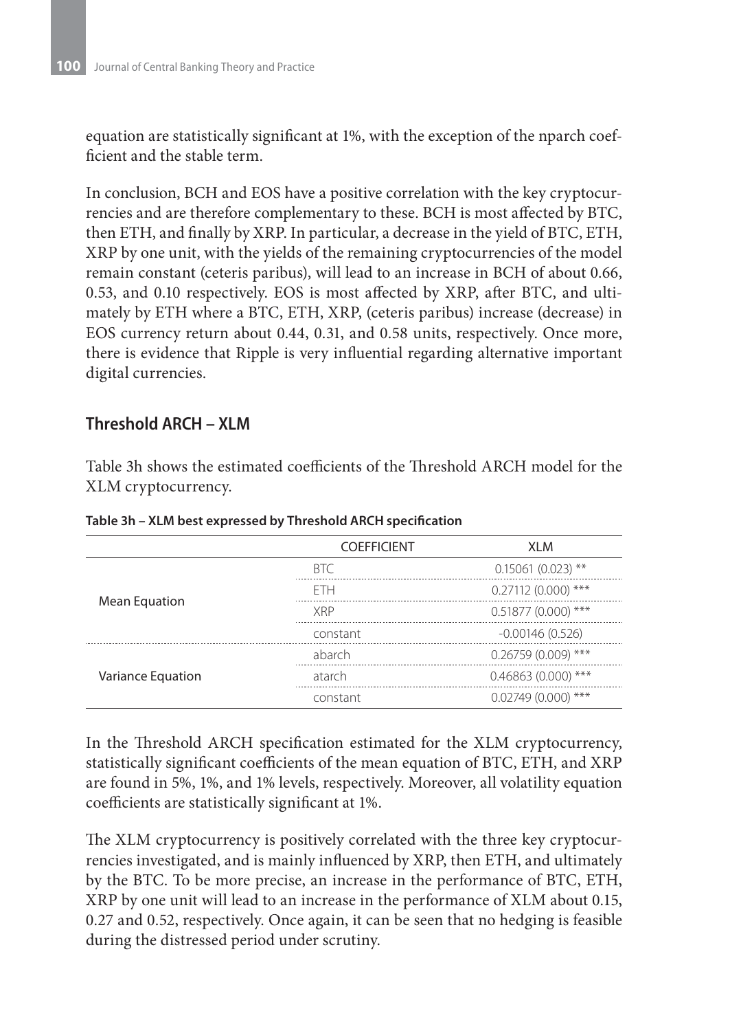equation are statistically significant at 1%, with the exception of the nparch coefficient and the stable term.

In conclusion, BCH and EOS have a positive correlation with the key cryptocurrencies and are therefore complementary to these. BCH is most affected by BTC, then ETH, and finally by XRP. In particular, a decrease in the yield of BTC, ETH, XRP by one unit, with the yields of the remaining cryptocurrencies of the model remain constant (ceteris paribus), will lead to an increase in BCH of about 0.66, 0.53, and 0.10 respectively. EOS is most affected by XRP, after BTC, and ultimately by ETH where a BTC, ETH, XRP, (ceteris paribus) increase (decrease) in EOS currency return about 0.44, 0.31, and 0.58 units, respectively. Once more, there is evidence that Ripple is very influential regarding alternative important digital currencies.

## Threshold ARCH – XLM

Table 3h shows the estimated coefficients of the Threshold ARCH model for the XLM cryptocurrency.

**Table 3h – XLM best expressed by Threshold ARCH specification**

| | COEFFICIENT | XLM |
|---|---|---|
| Mean Equation | BTC | 0.15061 (0.023) ** |
| | ETH | 0.27112 (0.000) *** |
| | XRP | 0.51877 (0.000) *** |
| | constant | -0.00146 (0.526) |
| Variance Equation | abarch | 0.26759 (0.009) *** |
| | atarch | 0.46863 (0.000) *** |
| | constant | 0.02749 (0.000) *** |

In the Threshold ARCH specification estimated for the XLM cryptocurrency, statistically significant coefficients of the mean equation of BTC, ETH, and XRP are found in 5%, 1%, and 1% levels, respectively. Moreover, all volatility equation coefficients are statistically significant at 1%.

The XLM cryptocurrency is positively correlated with the three key cryptocurrencies investigated, and is mainly influenced by XRP, then ETH, and ultimately by the BTC. To be more precise, an increase in the performance of BTC, ETH, XRP by one unit will lead to an increase in the performance of XLM about 0.15, 0.27 and 0.52, respectively. Once again, it can be seen that no hedging is feasible during the distressed period under scrutiny.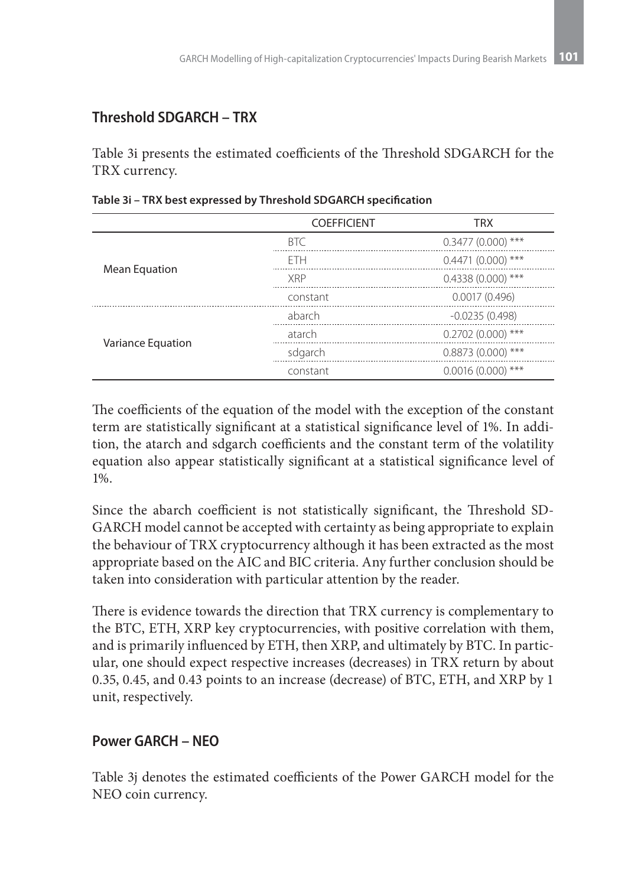## Threshold SDGARCH – TRX

Table 3i presents the estimated coefficients of the Threshold SDGARCH for the TRX currency.

**Table 3i – TRX best expressed by Threshold SDGARCH specification**

| | COEFFICIENT | TRX |
|---|---|---|
| Mean Equation | BTC | 0.3477 (0.000) *** |
| | ETH | 0.4471 (0.000) *** |
| | XRP | 0.4338 (0.000) *** |
| | constant | 0.0017 (0.496) |
| Variance Equation | abarch | -0.0235 (0.498) |
| | atarch | 0.2702 (0.000) *** |
| | sdgarch | 0.8873 (0.000) *** |
| | constant | 0.0016 (0.000) *** |

The coefficients of the equation of the model with the exception of the constant term are statistically significant at a statistical significance level of 1%. In addition, the atarch and sdgarch coefficients and the constant term of the volatility equation also appear statistically significant at a statistical significance level of 1%.

Since the abarch coefficient is not statistically significant, the Threshold SDGARCH model cannot be accepted with certainty as being appropriate to explain the behaviour of TRX cryptocurrency although it has been extracted as the most appropriate based on the AIC and BIC criteria. Any further conclusion should be taken into consideration with particular attention by the reader.

There is evidence towards the direction that TRX currency is complementary to the BTC, ETH, XRP key cryptocurrencies, with positive correlation with them, and is primarily influenced by ETH, then XRP, and ultimately by BTC. In particular, one should expect respective increases (decreases) in TRX return by about 0.35, 0.45, and 0.43 points to an increase (decrease) of BTC, ETH, and XRP by 1 unit, respectively.

## Power GARCH – NEO

Table 3j denotes the estimated coefficients of the Power GARCH model for the NEO coin currency.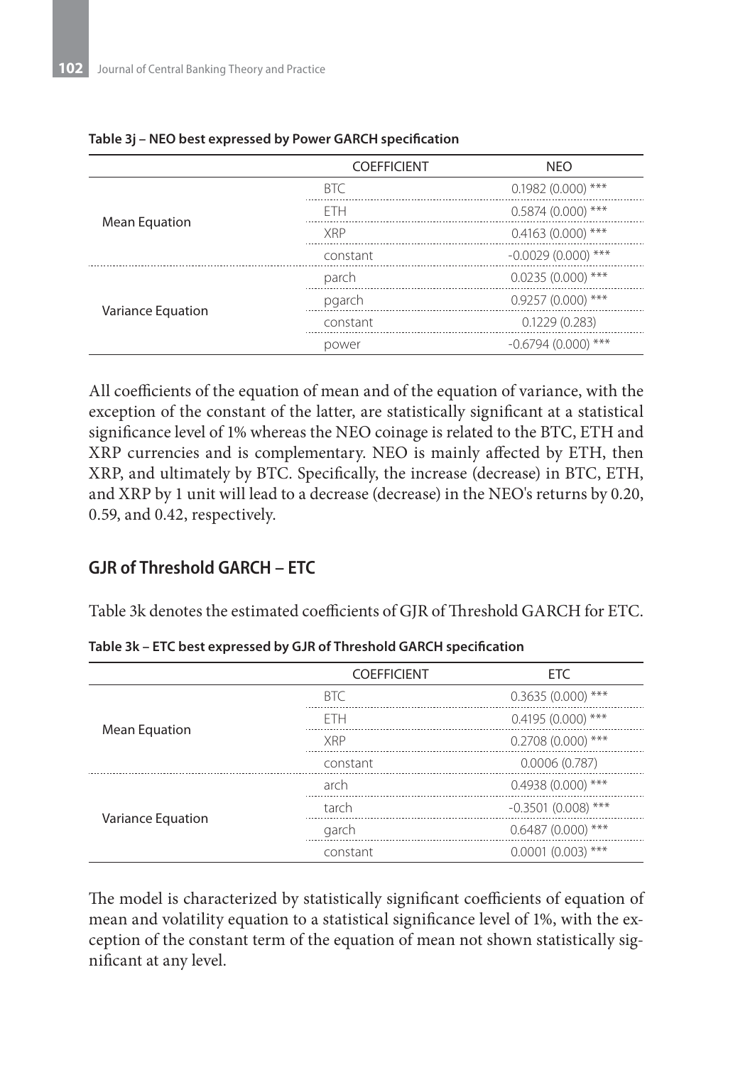**Table 3j – NEO best expressed by Power GARCH specification**

| | COEFFICIENT | NEO |
|---|---|---|
| Mean Equation | BTC | 0.1982 (0.000) *** |
| | ETH | 0.5874 (0.000) *** |
| | XRP | 0.4163 (0.000) *** |
| | constant | -0.0029 (0.000) *** |
| Variance Equation | parch | 0.0235 (0.000) *** |
| | pgarch | 0.9257 (0.000) *** |
| | constant | 0.1229 (0.283) |
| | power | -0.6794 (0.000) *** |

All coefficients of the equation of mean and of the equation of variance, with the exception of the constant of the latter, are statistically significant at a statistical significance level of 1% whereas the NEO coinage is related to the BTC, ETH and XRP currencies and is complementary. NEO is mainly affected by ETH, then XRP, and ultimately by BTC. Specifically, the increase (decrease) in BTC, ETH, and XRP by 1 unit will lead to a decrease (decrease) in the NEO's returns by 0.20, 0.59, and 0.42, respectively.

## GJR of Threshold GARCH – ETC

Table 3k denotes the estimated coefficients of GJR of Threshold GARCH for ETC.

**Table 3k – ETC best expressed by GJR of Threshold GARCH specification**

| | COEFFICIENT | ETC |
|---|---|---|
| Mean Equation | BTC | 0.3635 (0.000) *** |
| | ETH | 0.4195 (0.000) *** |
| | XRP | 0.2708 (0.000) *** |
| | constant | 0.0006 (0.787) |
| Variance Equation | arch | 0.4938 (0.000) *** |
| | tarch | -0.3501 (0.008) *** |
| | garch | 0.6487 (0.000) *** |
| | constant | 0.0001 (0.003) *** |

The model is characterized by statistically significant coefficients of equation of mean and volatility equation to a statistical significance level of 1%, with the exception of the constant term of the equation of mean not shown statistically significant at any level.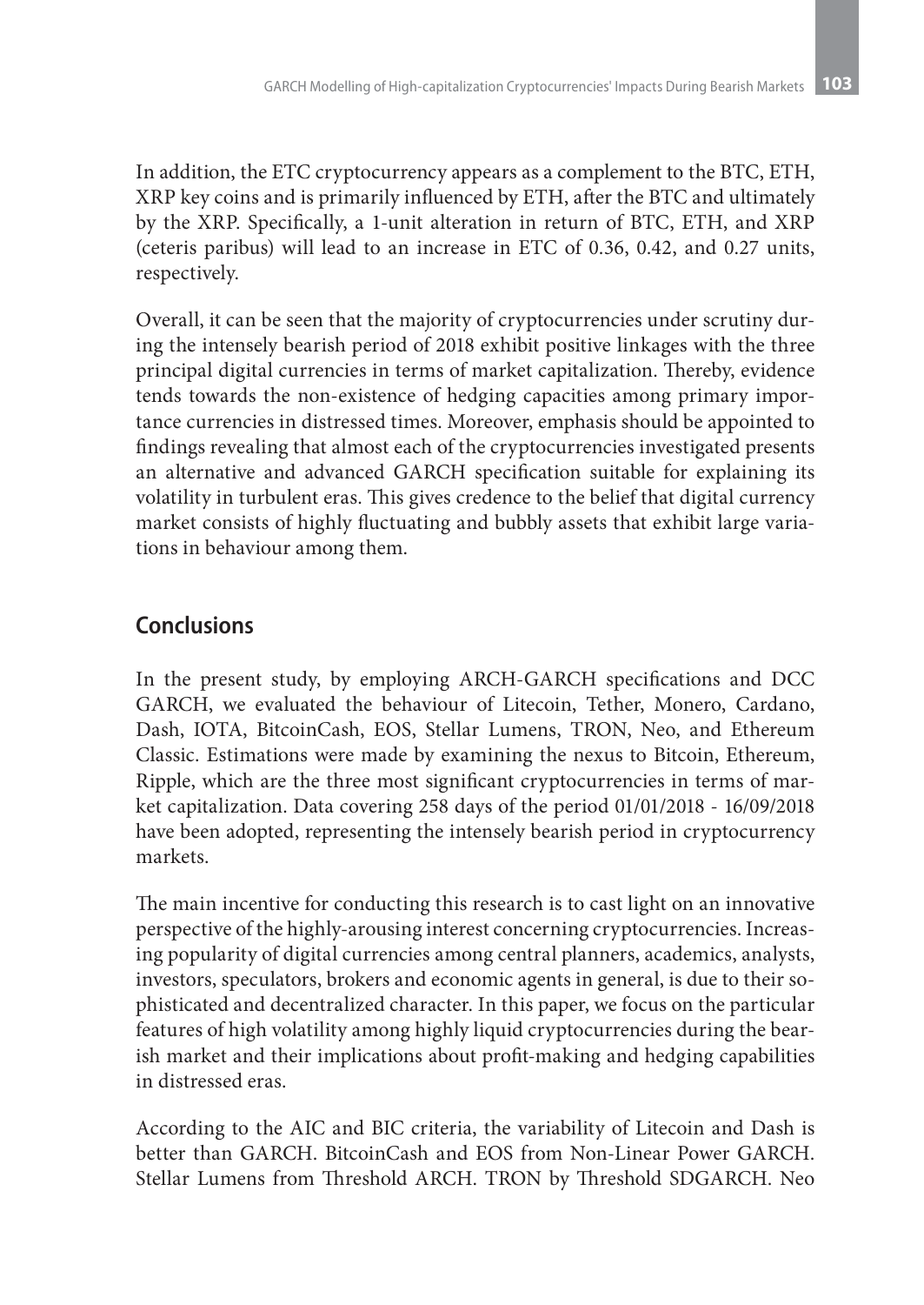In addition, the ETC cryptocurrency appears as a complement to the BTC, ETH, XRP key coins and is primarily influenced by ETH, after the BTC and ultimately by the XRP. Specifically, a 1-unit alteration in return of BTC, ETH, and XRP (ceteris paribus) will lead to an increase in ETC of 0.36, 0.42, and 0.27 units, respectively.

Overall, it can be seen that the majority of cryptocurrencies under scrutiny during the intensely bearish period of 2018 exhibit positive linkages with the three principal digital currencies in terms of market capitalization. Thereby, evidence tends towards the non-existence of hedging capacities among primary importance currencies in distressed times. Moreover, emphasis should be appointed to findings revealing that almost each of the cryptocurrencies investigated presents an alternative and advanced GARCH specification suitable for explaining its volatility in turbulent eras. This gives credence to the belief that digital currency market consists of highly fluctuating and bubbly assets that exhibit large variations in behaviour among them.

## Conclusions

In the present study, by employing ARCH-GARCH specifications and DCC GARCH, we evaluated the behaviour of Litecoin, Tether, Monero, Cardano, Dash, IOTA, BitcoinCash, EOS, Stellar Lumens, TRON, Neo, and Ethereum Classic. Estimations were made by examining the nexus to Bitcoin, Ethereum, Ripple, which are the three most significant cryptocurrencies in terms of market capitalization. Data covering 258 days of the period 01/01/2018 - 16/09/2018 have been adopted, representing the intensely bearish period in cryptocurrency markets.

The main incentive for conducting this research is to cast light on an innovative perspective of the highly-arousing interest concerning cryptocurrencies. Increasing popularity of digital currencies among central planners, academics, analysts, investors, speculators, brokers and economic agents in general, is due to their sophisticated and decentralized character. In this paper, we focus on the particular features of high volatility among highly liquid cryptocurrencies during the bearish market and their implications about profit-making and hedging capabilities in distressed eras.

According to the AIC and BIC criteria, the variability of Litecoin and Dash is better than GARCH. BitcoinCash and EOS from Non-Linear Power GARCH. Stellar Lumens from Threshold ARCH. TRON by Threshold SDGARCH. Neo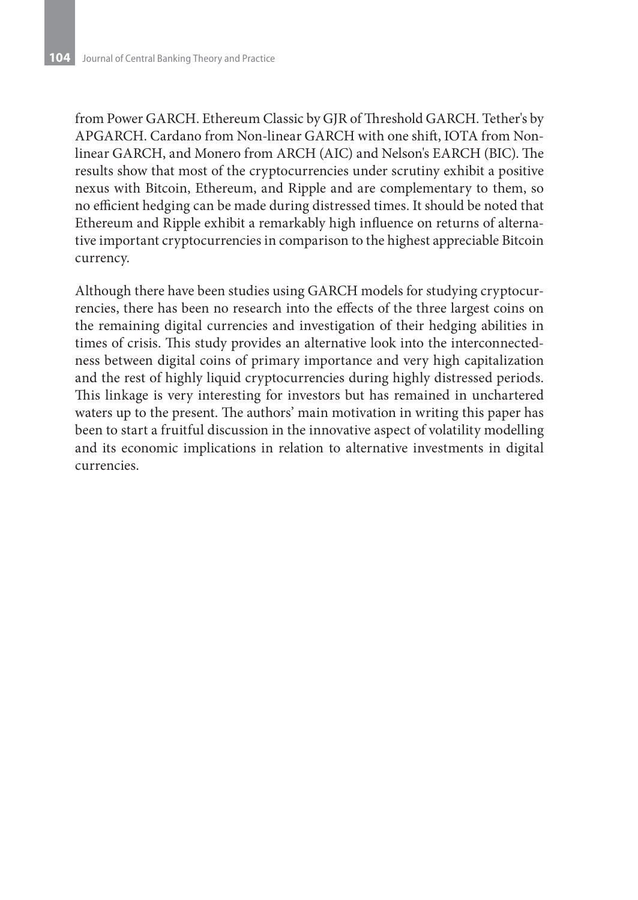from Power GARCH. Ethereum Classic by GJR of Threshold GARCH. Tether's by APGARCH. Cardano from Non-linear GARCH with one shift, IOTA from Non-linear GARCH, and Monero from ARCH (AIC) and Nelson's EARCH (BIC). The results show that most of the cryptocurrencies under scrutiny exhibit a positive nexus with Bitcoin, Ethereum, and Ripple and are complementary to them, so no efficient hedging can be made during distressed times. It should be noted that Ethereum and Ripple exhibit a remarkably high influence on returns of alternative important cryptocurrencies in comparison to the highest appreciable Bitcoin currency.

Although there have been studies using GARCH models for studying cryptocurrencies, there has been no research into the effects of the three largest coins on the remaining digital currencies and investigation of their hedging abilities in times of crisis. This study provides an alternative look into the interconnectedness between digital coins of primary importance and very high capitalization and the rest of highly liquid cryptocurrencies during highly distressed periods. This linkage is very interesting for investors but has remained in unchartered waters up to the present. The authors' main motivation in writing this paper has been to start a fruitful discussion in the innovative aspect of volatility modelling and its economic implications in relation to alternative investments in digital currencies.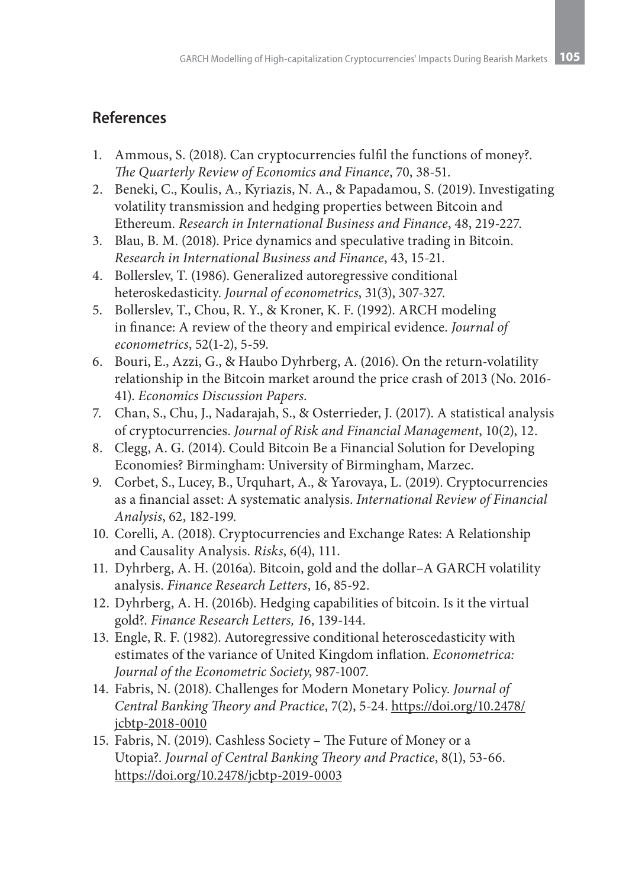## References

1. Ammous, S. (2018). Can cryptocurrencies fulfil the functions of money?. *The Quarterly Review of Economics and Finance*, 70, 38-51.
2. Beneki, C., Koulis, A., Kyriazis, N. A., & Papadamou, S. (2019). Investigating volatility transmission and hedging properties between Bitcoin and Ethereum. *Research in International Business and Finance*, 48, 219-227.
3. Blau, B. M. (2018). Price dynamics and speculative trading in Bitcoin. *Research in International Business and Finance*, 43, 15-21.
4. Bollerslev, T. (1986). Generalized autoregressive conditional heteroskedasticity. *Journal of econometrics*, 31(3), 307-327.
5. Bollerslev, T., Chou, R. Y., & Kroner, K. F. (1992). ARCH modeling in finance: A review of the theory and empirical evidence. *Journal of econometrics*, 52(1-2), 5-59.
6. Bouri, E., Azzi, G., & Haubo Dyhrberg, A. (2016). On the return-volatility relationship in the Bitcoin market around the price crash of 2013 (No. 2016-41). *Economics Discussion Papers.*
7. Chan, S., Chu, J., Nadarajah, S., & Osterrieder, J. (2017). A statistical analysis of cryptocurrencies. *Journal of Risk and Financial Management*, 10(2), 12.
8. Clegg, A. G. (2014). Could Bitcoin Be a Financial Solution for Developing Economies? Birmingham: University of Birmingham, Marzec.
9. Corbet, S., Lucey, B., Urquhart, A., & Yarovaya, L. (2019). Cryptocurrencies as a financial asset: A systematic analysis. *International Review of Financial Analysis*, 62, 182-199.
10. Corelli, A. (2018). Cryptocurrencies and Exchange Rates: A Relationship and Causality Analysis. *Risks*, 6(4), 111.
11. Dyhrberg, A. H. (2016a). Bitcoin, gold and the dollar–A GARCH volatility analysis. *Finance Research Letters*, 16, 85-92.
12. Dyhrberg, A. H. (2016b). Hedging capabilities of bitcoin. Is it the virtual gold?. *Finance Research Letters, 1*6, 139-144.
13. Engle, R. F. (1982). Autoregressive conditional heteroscedasticity with estimates of the variance of United Kingdom inflation. *Econometrica: Journal of the Econometric Society*, 987-1007.
14. Fabris, N. (2018). Challenges for Modern Monetary Policy. *Journal of Central Banking Theory and Practice*, 7(2), 5-24. https://doi.org/10.2478/jcbtp-2018-0010
15. Fabris, N. (2019). Cashless Society – The Future of Money or a Utopia?. *Journal of Central Banking Theory and Practice*, 8(1), 53-66. https://doi.org/10.2478/jcbtp-2019-0003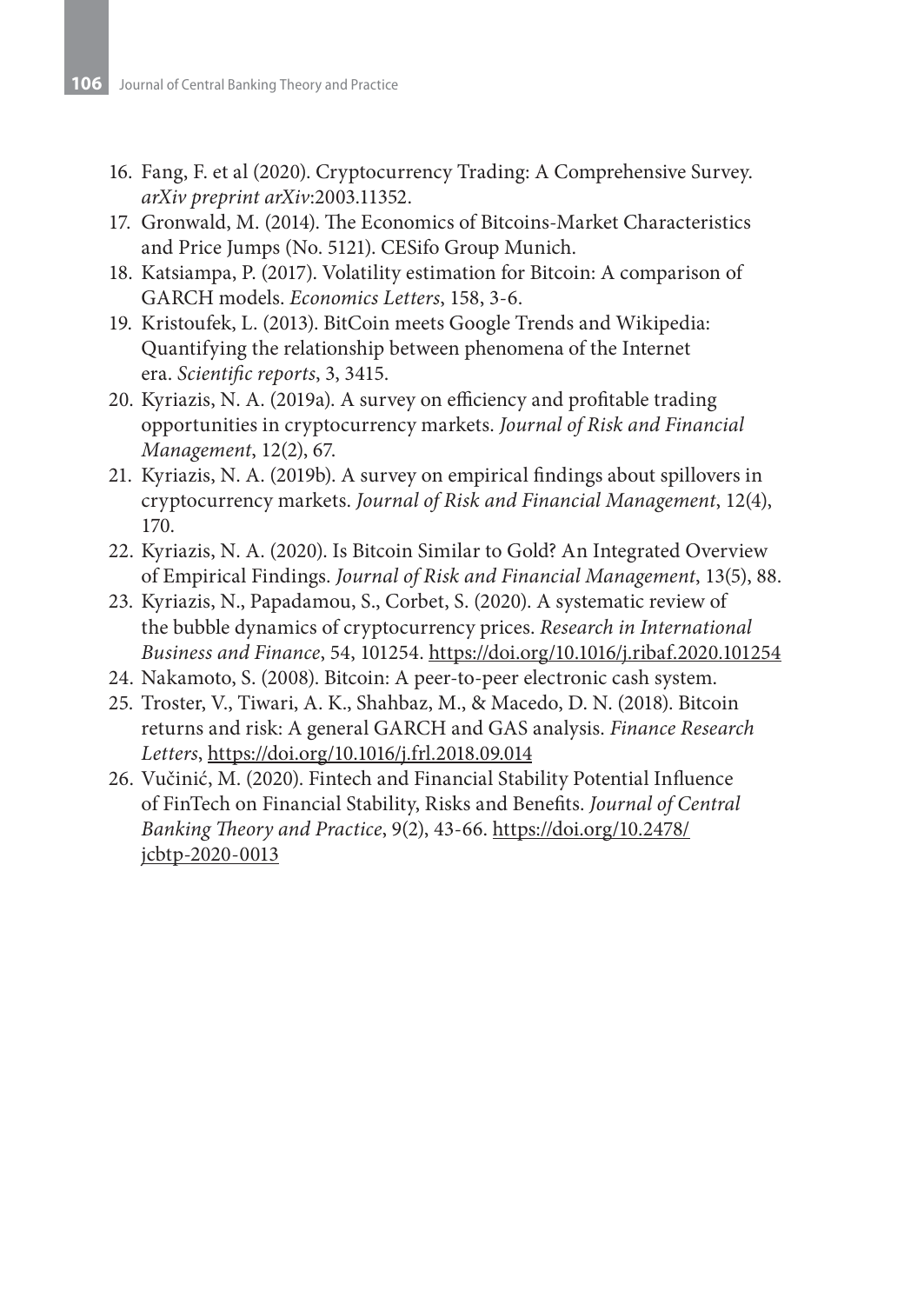16. Fang, F. et al (2020). Cryptocurrency Trading: A Comprehensive Survey. *arXiv preprint arXiv*:2003.11352.
17. Gronwald, M. (2014). The Economics of Bitcoins-Market Characteristics and Price Jumps (No. 5121). CESifo Group Munich.
18. Katsiampa, P. (2017). Volatility estimation for Bitcoin: A comparison of GARCH models. *Economics Letters*, 158, 3-6.
19. Kristoufek, L. (2013). BitCoin meets Google Trends and Wikipedia: Quantifying the relationship between phenomena of the Internet era. *Scientific reports*, 3, 3415.
20. Kyriazis, N. A. (2019a). A survey on efficiency and profitable trading opportunities in cryptocurrency markets. *Journal of Risk and Financial Management*, 12(2), 67.
21. Kyriazis, N. A. (2019b). A survey on empirical findings about spillovers in cryptocurrency markets. *Journal of Risk and Financial Management*, 12(4), 170.
22. Kyriazis, N. A. (2020). Is Bitcoin Similar to Gold? An Integrated Overview of Empirical Findings. *Journal of Risk and Financial Management*, 13(5), 88.
23. Kyriazis, N., Papadamou, S., Corbet, S. (2020). A systematic review of the bubble dynamics of cryptocurrency prices. *Research in International Business and Finance*, 54, 101254. https://doi.org/10.1016/j.ribaf.2020.101254
24. Nakamoto, S. (2008). Bitcoin: A peer-to-peer electronic cash system.
25. Troster, V., Tiwari, A. K., Shahbaz, M., & Macedo, D. N. (2018). Bitcoin returns and risk: A general GARCH and GAS analysis. *Finance Research Letters*, https://doi.org/10.1016/j.frl.2018.09.014
26. Vučinić, M. (2020). Fintech and Financial Stability Potential Influence of FinTech on Financial Stability, Risks and Benefits. *Journal of Central Banking Theory and Practice*, 9(2), 43-66. https://doi.org/10.2478/jcbtp-2020-0013